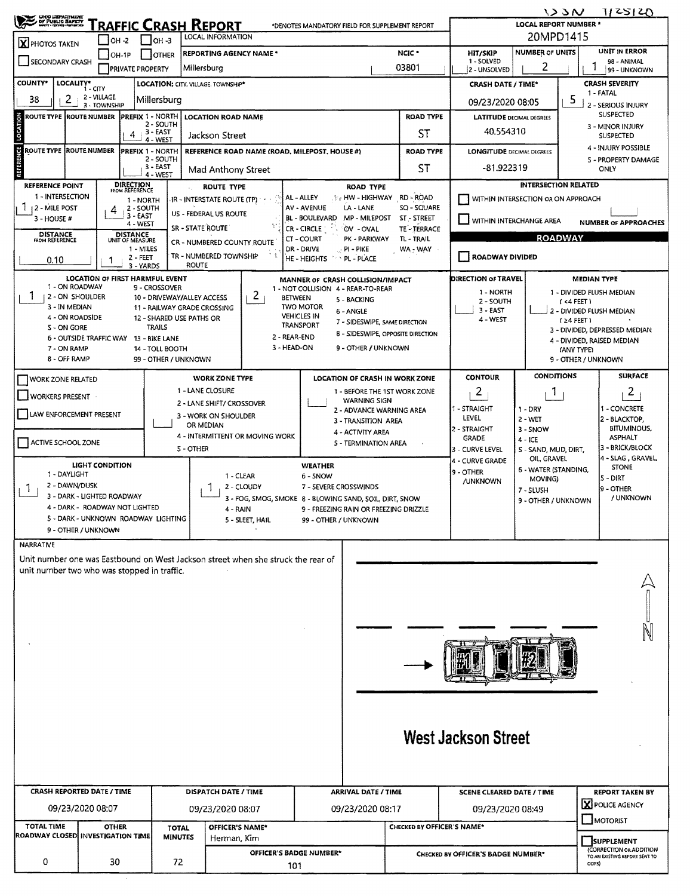# TRAFFIC CRASH REPORT

*DENOTES MANDATORY FIELD FOR SUPPLEMENT REPORT

133N 1/25/20

| Field | Value |
|---|---|
| LOCAL REPORT NUMBER * | 20MPD1415 |
| PHOTOS TAKEN | X |
| OH-2 / OH-3 / OH-1P / OTHER | |
| SECONDARY CRASH | |
| PRIVATE PROPERTY | |
| LOCAL INFORMATION | |
| REPORTING AGENCY NAME * | Millersburg |
| NCIC * | 03801 |
| HIT/SKIP (1 - SOLVED, 2 - UNSOLVED) | |
| NUMBER OF UNITS | 2 |
| UNIT IN ERROR (98 - ANIMAL, 99 - UNKNOWN) | 1 |
| COUNTY* | 38 |
| LOCALITY* (1 - CITY, 2 - VILLAGE, 3 - TOWNSHIP) | 2 |
| LOCATION: CITY, VILLAGE, TOWNSHIP* | Millersburg |
| CRASH DATE / TIME* | 09/23/2020 08:05 |
| CRASH SEVERITY (1 - FATAL, 2 - SERIOUS INJURY SUSPECTED, 3 - MINOR INJURY SUSPECTED, 4 - INJURY POSSIBLE, 5 - PROPERTY DAMAGE ONLY) | 5 |

## LOCATION

| ROUTE TYPE | ROUTE NUMBER | PREFIX (1 - NORTH, 2 - SOUTH, 3 - EAST, 4 - WEST) | LOCATION ROAD NAME | ROAD TYPE |
|---|---|---|---|---|
| | | 4 | Jackson Street | ST |

LATITUDE DECIMAL DEGREES: 40.554310

## REFERENCE

| ROUTE TYPE | ROUTE NUMBER | PREFIX (1 - NORTH, 2 - SOUTH, 3 - EAST, 4 - WEST) | REFERENCE ROAD NAME (ROAD, MILEPOST, HOUSE #) | ROAD TYPE |
|---|---|---|---|---|
| | | | Mad Anthony Street | ST |

LONGITUDE DECIMAL DEGREES: -81.922319

REFERENCE POINT (1 - INTERSECTION, 2 - MILE POST, 3 - HOUSE #): 1

DIRECTION FROM REFERENCE (1 - NORTH, 2 - SOUTH, 3 - EAST, 4 - WEST): 4

DISTANCE FROM REFERENCE: 0.10

DISTANCE UNIT OF MEASURE (1 - MILES, 2 - FEET, 3 - YARDS): 1

ROUTE TYPE: IR - INTERSTATE ROUTE (TP), US - FEDERAL US ROUTE, SR - STATE ROUTE, CR - NUMBERED COUNTY ROUTE, TR - NUMBERED TOWNSHIP ROUTE

ROAD TYPE: AL - ALLEY, AV - AVENUE, BL - BOULEVARD, CR - CIRCLE, CT - COURT, DR - DRIVE, HE - HEIGHTS, HW - HIGHWAY, LA - LANE, MP - MILEPOST, OV - OVAL, PK - PARKWAY, PI - PIKE, PL - PLACE, RD - ROAD, SQ - SQUARE, ST - STREET, TE - TERRACE, TL - TRAIL, WA - WAY

INTERSECTION RELATED: WITHIN INTERSECTION OR ON APPROACH ☐; WITHIN INTERCHANGE AREA ☐; NUMBER OF APPROACHES: ____

ROADWAY: ROADWAY DIVIDED ☐

LOCATION OF FIRST HARMFUL EVENT: 1
(1 - ON ROADWAY, 2 - ON SHOULDER, 3 - IN MEDIAN, 4 - ON ROADSIDE, 5 - ON GORE, 6 - OUTSIDE TRAFFIC WAY, 7 - ON RAMP, 8 - OFF RAMP, 9 - CROSSOVER, 10 - DRIVEWAY/ALLEY ACCESS, 11 - RAILWAY GRADE CROSSING, 12 - SHARED USE PATHS OR TRAILS, 13 - BIKE LANE, 14 - TOLL BOOTH, 99 - OTHER / UNKNOWN)

MANNER OF CRASH COLLISION/IMPACT: 2
(1 - NOT COLLISION BETWEEN TWO MOTOR VEHICLES IN TRANSPORT, 2 - REAR-END, 3 - HEAD-ON, 4 - REAR-TO-REAR, 5 - BACKING, 6 - ANGLE, 7 - SIDESWIPE, SAME DIRECTION, 8 - SIDESWIPE, OPPOSITE DIRECTION, 9 - OTHER / UNKNOWN)

DIRECTION OF TRAVEL: ____ (1 - NORTH, 2 - SOUTH, 3 - EAST, 4 - WEST)

MEDIAN TYPE: ____ (1 - DIVIDED FLUSH MEDIAN (<4 FEET), 2 - DIVIDED FLUSH MEDIAN (≥4 FEET), 3 - DIVIDED, DEPRESSED MEDIAN, 4 - DIVIDED, RAISED MEDIAN (ANY TYPE), 9 - OTHER / UNKNOWN)

WORK ZONE RELATED ☐ · WORKERS PRESENT ☐ · LAW ENFORCEMENT PRESENT ☐ · ACTIVE SCHOOL ZONE ☐

WORK ZONE TYPE: ____ (1 - LANE CLOSURE, 2 - LANE SHIFT/ CROSSOVER, 3 - WORK ON SHOULDER OR MEDIAN, 4 - INTERMITTENT OR MOVING WORK, 5 - OTHER)

LOCATION OF CRASH IN WORK ZONE: ____ (1 - BEFORE THE 1ST WORK ZONE WARNING SIGN, 2 - ADVANCE WARNING AREA, 3 - TRANSITION AREA, 4 - ACTIVITY AREA, 5 - TERMINATION AREA)

CONTOUR: 2 (1 - STRAIGHT LEVEL, 2 - STRAIGHT GRADE, 3 - CURVE LEVEL, 4 - CURVE GRADE, 9 - OTHER /UNKNOWN)

CONDITIONS: 1 (1 - DRY, 2 - WET, 3 - SNOW, 4 - ICE, 5 - SAND, MUD, DIRT, OIL, GRAVEL, 6 - WATER (STANDING, MOVING), 7 - SLUSH, 9 - OTHER / UNKNOWN)

SURFACE: 2 (1 - CONCRETE, 2 - BLACKTOP, BITUMINOUS, ASPHALT, 3 - BRICK/BLOCK, 4 - SLAG, GRAVEL, STONE, 5 - DIRT, 9 - OTHER / UNKNOWN)

LIGHT CONDITION: 1 (1 - DAYLIGHT, 2 - DAWN/DUSK, 3 - DARK - LIGHTED ROADWAY, 4 - DARK - ROADWAY NOT LIGHTED, 5 - DARK - UNKNOWN ROADWAY LIGHTING, 9 - OTHER / UNKNOWN)

WEATHER: 1 (1 - CLEAR, 2 - CLOUDY, 3 - FOG, SMOG, SMOKE, 4 - RAIN, 5 - SLEET, HAIL, 6 - SNOW, 7 - SEVERE CROSSWINDS, 8 - BLOWING SAND, SOIL, DIRT, SNOW, 9 - FREEZING RAIN OR FREEZING DRIZZLE, 99 - OTHER / UNKNOWN)

## NARRATIVE

Unit number one was Eastbound on West Jackson street when she struck the rear of unit number two who was stopped in traffic.

West Jackson Street

| CRASH REPORTED DATE / TIME | DISPATCH DATE / TIME | ARRIVAL DATE / TIME | SCENE CLEARED DATE / TIME | REPORT TAKEN BY |
|---|---|---|---|---|
| 09/23/2020 08:07 | 09/23/2020 08:07 | 09/23/2020 08:17 | 09/23/2020 08:49 | X POLICE AGENCY ☐ MOTORIST |

| TOTAL TIME ROADWAY CLOSED | OTHER INVESTIGATION TIME | TOTAL MINUTES | OFFICER'S NAME* | CHECKED BY OFFICER'S NAME* |
|---|---|---|---|---|
| 0 | 30 | 72 | Herman, Kim | |

OFFICER'S BADGE NUMBER*: 101

CHECKED BY OFFICER'S BADGE NUMBER*: 

☐ SUPPLEMENT (CORRECTION OR ADDITION TO AN EXISTING REPORT SENT TO ODPS)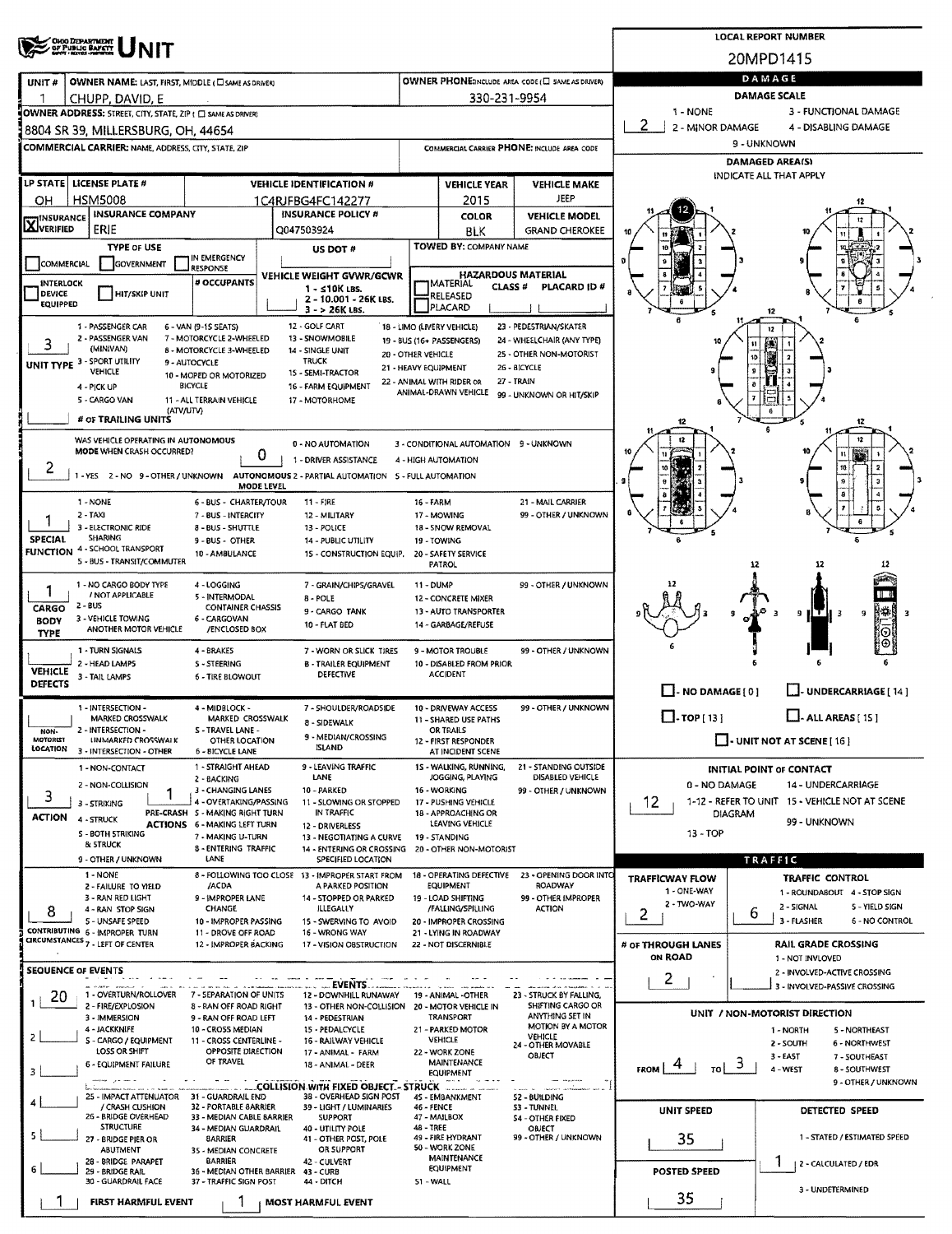# OHIO DEPARTMENT OF PUBLIC SAFETY UNIT

**LOCAL REPORT NUMBER:** 20MPD1415

| UNIT # | OWNER NAME: LAST, FIRST, MIDDLE (☐ SAME AS DRIVER) | OWNER PHONE: INCLUDE AREA CODE (☐ SAME AS DRIVER) |
|---|---|---|
| 1 | CHUPP, DAVID, E | 330-231-9954 |

**OWNER ADDRESS:** STREET, CITY, STATE, ZIP (☐ SAME AS DRIVER)
8804 SR 39, MILLERSBURG, OH, 44654

**COMMERCIAL CARRIER:** NAME, ADDRESS, CITY, STATE, ZIP | **COMMERCIAL CARRIER PHONE:** INCLUDE AREA CODE

| LP STATE | LICENSE PLATE # | VEHICLE IDENTIFICATION # | VEHICLE YEAR | VEHICLE MAKE |
|---|---|---|---|---|
| OH | HSM5008 | 1C4RJFBG4FC142277 | 2015 | JEEP |

| ☒ INSURANCE VERIFIED | INSURANCE COMPANY | INSURANCE POLICY # | COLOR | VEHICLE MODEL |
|---|---|---|---|---|
| | ERIE | Q047503924 | BLK | GRAND CHEROKEE |

**TYPE OF USE:** ☐ COMMERCIAL ☐ GOVERNMENT ☐ IN EMERGENCY RESPONSE
**US DOT #:**
**TOWED BY:** COMPANY NAME
☐ INTERLOCK DEVICE EQUIPPED ☐ HIT/SKIP UNIT
**# OCCUPANTS:**
**VEHICLE WEIGHT GVWR/GCWR:** 1 - ≤10K LBS. 2 - 10.001 - 26K LBS. 3 - > 26K LBS.
**HAZARDOUS MATERIAL:** ☐ MATERIAL ☐ RELEASED ☐ PLACARD — CLASS # — PLACARD ID #

**UNIT TYPE:** 3
1 - PASSENGER CAR; 2 - PASSENGER VAN (MINIVAN); 3 - SPORT UTILITY VEHICLE; 4 - PICK UP; 5 - CARGO VAN; 6 - VAN (9-15 SEATS); 7 - MOTORCYCLE 2-WHEELED; 8 - MOTORCYCLE 3-WHEELED; 9 - AUTOCYCLE; 10 - MOPED OR MOTORIZED BICYCLE; 11 - ALL TERRAIN VEHICLE (ATV/UTV); 12 - GOLF CART; 13 - SNOWMOBILE; 14 - SINGLE UNIT TRUCK; 15 - SEMI-TRACTOR; 16 - FARM EQUIPMENT; 17 - MOTORHOME; 18 - LIMO (LIVERY VEHICLE); 19 - BUS (16+ PASSENGERS); 20 - OTHER VEHICLE; 21 - HEAVY EQUIPMENT; 22 - ANIMAL WITH RIDER OR ANIMAL-DRAWN VEHICLE; 23 - PEDESTRIAN/SKATER; 24 - WHEELCHAIR (ANY TYPE); 25 - OTHER NON-MOTORIST; 26 - BICYCLE; 27 - TRAIN; 99 - UNKNOWN OR HIT/SKIP
**# OF TRAILING UNITS:**

**WAS VEHICLE OPERATING IN AUTONOMOUS MODE WHEN CRASH OCCURRED?** 2
1 - YES 2 - NO 9 - OTHER / UNKNOWN
**AUTONOMOUS MODE LEVEL:** 0
0 - NO AUTOMATION; 1 - DRIVER ASSISTANCE; 2 - PARTIAL AUTOMATION; 3 - CONDITIONAL AUTOMATION; 4 - HIGH AUTOMATION; 5 - FULL AUTOMATION; 9 - UNKNOWN

**SPECIAL FUNCTION:** 1
1 - NONE; 2 - TAXI; 3 - ELECTRONIC RIDE SHARING; 4 - SCHOOL TRANSPORT; 5 - BUS - TRANSIT/COMMUTER; 6 - BUS - CHARTER/TOUR; 7 - BUS - INTERCITY; 8 - BUS - SHUTTLE; 9 - BUS - OTHER; 10 - AMBULANCE; 11 - FIRE; 12 - MILITARY; 13 - POLICE; 14 - PUBLIC UTILITY; 15 - CONSTRUCTION EQUIP.; 16 - FARM; 17 - MOWING; 18 - SNOW REMOVAL; 19 - TOWING; 20 - SAFETY SERVICE PATROL; 21 - MAIL CARRIER; 99 - OTHER / UNKNOWN

**CARGO BODY TYPE:** 1
1 - NO CARGO BODY TYPE / NOT APPLICABLE; 2 - BUS; 3 - VEHICLE TOWING ANOTHER MOTOR VEHICLE; 4 - LOGGING; 5 - INTERMODAL CONTAINER CHASSIS; 6 - CARGOVAN /ENCLOSED BOX; 7 - GRAIN/CHIPS/GRAVEL; 8 - POLE; 9 - CARGO TANK; 10 - FLAT BED; 11 - DUMP; 12 - CONCRETE MIXER; 13 - AUTO TRANSPORTER; 14 - GARBAGE/REFUSE; 99 - OTHER / UNKNOWN

**VEHICLE DEFECTS:**
1 - TURN SIGNALS; 2 - HEAD LAMPS; 3 - TAIL LAMPS; 4 - BRAKES; 5 - STEERING; 6 - TIRE BLOWOUT; 7 - WORN OR SLICK TIRES; 8 - TRAILER EQUIPMENT DEFECTIVE; 9 - MOTOR TROUBLE; 10 - DISABLED FROM PRIOR ACCIDENT; 99 - OTHER / UNKNOWN

**NON-MOTORIST LOCATION:**
1 - INTERSECTION - MARKED CROSSWALK; 2 - INTERSECTION - UNMARKED CROSSWALK; 3 - INTERSECTION - OTHER; 4 - MIDBLOCK - MARKED CROSSWALK; 5 - TRAVEL LANE - OTHER LOCATION; 6 - BICYCLE LANE; 7 - SHOULDER/ROADSIDE; 8 - SIDEWALK; 9 - MEDIAN/CROSSING ISLAND; 10 - DRIVEWAY ACCESS; 11 - SHARED USE PATHS OR TRAILS; 12 - FIRST RESPONDER AT INCIDENT SCENE; 99 - OTHER / UNKNOWN

**ACTION:** 3
1 - NON-CONTACT; 2 - NON-COLLISION; 3 - STRIKING; 4 - STRUCK; 5 - BOTH STRIKING & STRUCK; 9 - OTHER / UNKNOWN

**PRE-CRASH ACTIONS:** 1
1 - STRAIGHT AHEAD; 2 - BACKING; 3 - CHANGING LANES; 4 - OVERTAKING/PASSING; 5 - MAKING RIGHT TURN; 6 - MAKING LEFT TURN; 7 - MAKING U-TURN; 8 - ENTERING TRAFFIC LANE; 9 - LEAVING TRAFFIC LANE; 10 - PARKED; 11 - SLOWING OR STOPPED IN TRAFFIC; 12 - DRIVERLESS; 13 - NEGOTIATING A CURVE; 14 - ENTERING OR CROSSING SPECIFIED LOCATION; 15 - WALKING, RUNNING, JOGGING, PLAYING; 16 - WORKING; 17 - PUSHING VEHICLE; 18 - APPROACHING OR LEAVING VEHICLE; 19 - STANDING; 20 - OTHER NON-MOTORIST; 21 - STANDING OUTSIDE DISABLED VEHICLE; 99 - OTHER / UNKNOWN

**CONTRIBUTING CIRCUMSTANCES:** 8
1 - NONE; 2 - FAILURE TO YIELD; 3 - RAN RED LIGHT; 4 - RAN STOP SIGN; 5 - UNSAFE SPEED; 6 - IMPROPER TURN; 7 - LEFT OF CENTER; 8 - FOLLOWING TOO CLOSE /ACDA; 9 - IMPROPER LANE CHANGE; 10 - IMPROPER PASSING; 11 - DROVE OFF ROAD; 12 - IMPROPER BACKING; 13 - IMPROPER START FROM A PARKED POSITION; 14 - STOPPED OR PARKED ILLEGALLY; 15 - SWERVING TO AVOID; 16 - WRONG WAY; 17 - VISION OBSTRUCTION; 18 - OPERATING DEFECTIVE EQUIPMENT; 19 - LOAD SHIFTING /FALLING/SPILLING; 20 - IMPROPER CROSSING; 21 - LYING IN ROADWAY; 22 - NOT DISCERNIBLE; 23 - OPENING DOOR INTO ROADWAY; 99 - OTHER IMPROPER ACTION

## SEQUENCE OF EVENTS

| # | Event |
|---|---|
| 1 | 20 |
| 2 | |
| 3 | |
| 4 | |
| 5 | |
| 6 | |

**EVENTS:** 1 - OVERTURN/ROLLOVER; 2 - FIRE/EXPLOSION; 3 - IMMERSION; 4 - JACKKNIFE; 5 - CARGO / EQUIPMENT LOSS OR SHIFT; 6 - EQUIPMENT FAILURE; 7 - SEPARATION OF UNITS; 8 - RAN OFF ROAD RIGHT; 9 - RAN OFF ROAD LEFT; 10 - CROSS MEDIAN; 11 - CROSS CENTERLINE - OPPOSITE DIRECTION OF TRAVEL; 12 - DOWNHILL RUNAWAY; 13 - OTHER NON-COLLISION; 14 - PEDESTRIAN; 15 - PEDALCYCLE; 16 - RAILWAY VEHICLE; 17 - ANIMAL - FARM; 18 - ANIMAL - DEER; 19 - ANIMAL -OTHER; 20 - MOTOR VEHICLE IN TRANSPORT; 21 - PARKED MOTOR VEHICLE; 22 - WORK ZONE MAINTENANCE EQUIPMENT; 23 - STRUCK BY FALLING, SHIFTING CARGO OR ANYTHING SET IN MOTION BY A MOTOR VEHICLE; 24 - OTHER MOVABLE OBJECT

**COLLISION WITH FIXED OBJECT - STRUCK:** 25 - IMPACT ATTENUATOR / CRASH CUSHION; 26 - BRIDGE OVERHEAD STRUCTURE; 27 - BRIDGE PIER OR ABUTMENT; 28 - BRIDGE PARAPET; 29 - BRIDGE RAIL; 30 - GUARDRAIL FACE; 31 - GUARDRAIL END; 32 - PORTABLE BARRIER; 33 - MEDIAN CABLE BARRIER; 34 - MEDIAN GUARDRAIL BARRIER; 35 - MEDIAN CONCRETE BARRIER; 36 - MEDIAN OTHER BARRIER; 37 - TRAFFIC SIGN POST; 38 - OVERHEAD SIGN POST; 39 - LIGHT / LUMINARIES SUPPORT; 40 - UTILITY POLE; 41 - OTHER POST, POLE OR SUPPORT; 42 - CULVERT; 43 - CURB; 44 - DITCH; 45 - EMBANKMENT; 46 - FENCE; 47 - MAILBOX; 48 - TREE; 49 - FIRE HYDRANT; 50 - WORK ZONE MAINTENANCE EQUIPMENT; 51 - WALL; 52 - BUILDING; 53 - TUNNEL; 54 - OTHER FIXED OBJECT; 99 - OTHER / UNKNOWN

**FIRST HARMFUL EVENT:** 1 **MOST HARMFUL EVENT:** 1

## DAMAGE

**DAMAGE SCALE:** 2
1 - NONE; 2 - MINOR DAMAGE; 3 - FUNCTIONAL DAMAGE; 4 - DISABLING DAMAGE; 9 - UNKNOWN

**DAMAGED AREA(S)** — INDICATE ALL THAT APPLY: 12

☐ - NO DAMAGE [0] ☐ - UNDERCARRIAGE [14] ☐ - TOP [13] ☐ - ALL AREAS [15] ☐ - UNIT NOT AT SCENE [16]

**INITIAL POINT OF CONTACT:** 12
0 - NO DAMAGE; 1-12 - REFER TO UNIT DIAGRAM; 13 - TOP; 14 - UNDERCARRIAGE; 15 - VEHICLE NOT AT SCENE; 99 - UNKNOWN

## TRAFFIC

**TRAFFICWAY FLOW:** 2 (1 - ONE-WAY; 2 - TWO-WAY)
**TRAFFIC CONTROL:** 6 (1 - ROUNDABOUT; 2 - SIGNAL; 3 - FLASHER; 4 - STOP SIGN; 5 - YIELD SIGN; 6 - NO CONTROL)
**# OF THROUGH LANES ON ROAD:** 2
**RAIL GRADE CROSSING:** 1 - NOT INVOLVED; 2 - INVOLVED-ACTIVE CROSSING; 3 - INVOLVED-PASSIVE CROSSING

**UNIT / NON-MOTORIST DIRECTION:** FROM 4 TO 3
1 - NORTH; 2 - SOUTH; 3 - EAST; 4 - WEST; 5 - NORTHEAST; 6 - NORTHWEST; 7 - SOUTHEAST; 8 - SOUTHWEST; 9 - OTHER / UNKNOWN

**UNIT SPEED:** 35
**POSTED SPEED:** 35
**DETECTED SPEED:** 1 (1 - STATED / ESTIMATED SPEED; 2 - CALCULATED / EDR; 3 - UNDETERMINED)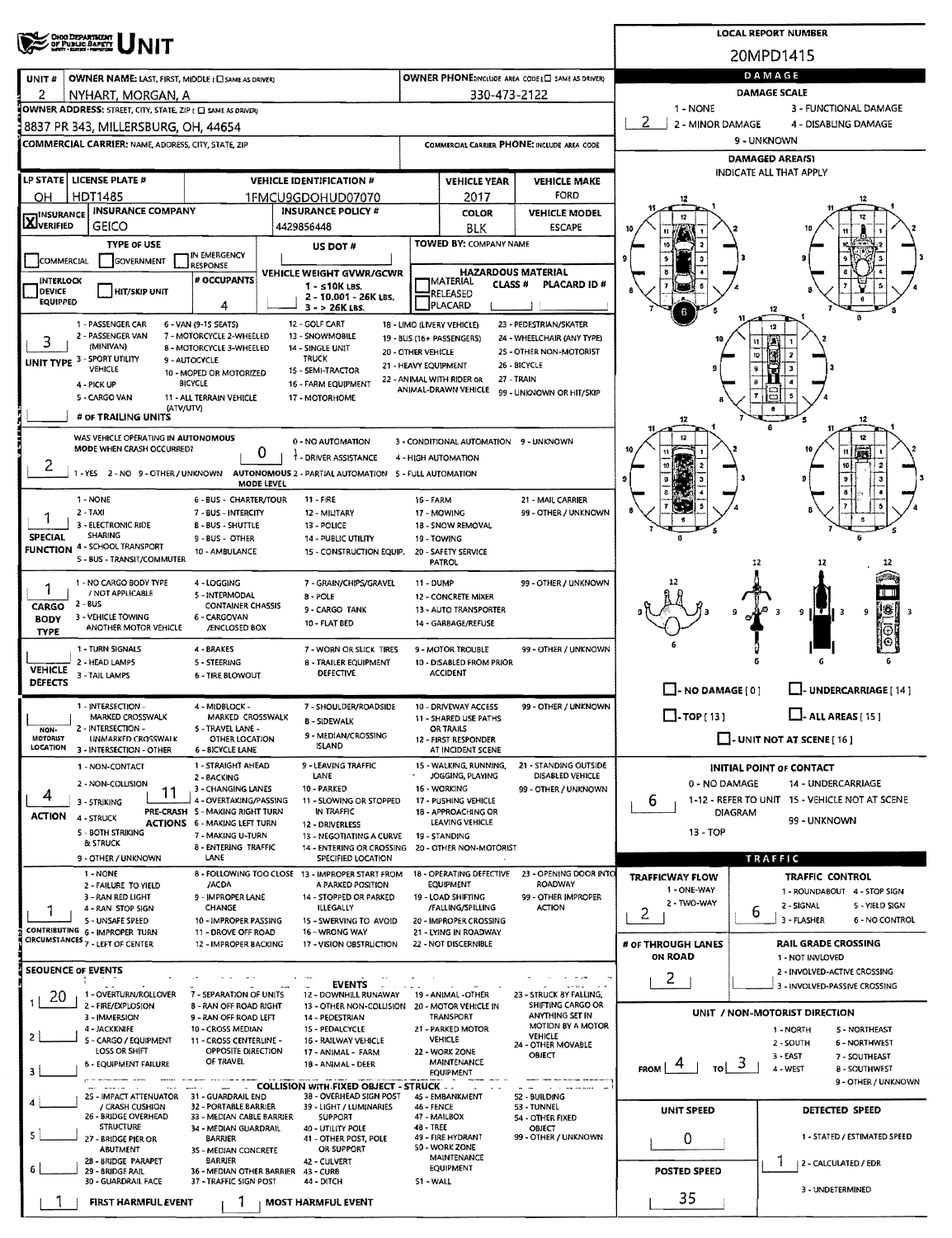# UNIT

**LOCAL REPORT NUMBER:** 20MPD1415

| UNIT # | OWNER NAME: LAST, FIRST, MIDDLE (☐ SAME AS DRIVER) | OWNER PHONE: INCLUDE AREA CODE (☐ SAME AS DRIVER) |
|---|---|---|
| 2 | NYHART, MORGAN, A | 330-473-2122 |

**OWNER ADDRESS:** STREET, CITY, STATE, ZIP (☐ SAME AS DRIVER)
8837 PR 343, MILLERSBURG, OH, 44654

**COMMERCIAL CARRIER:** NAME, ADDRESS, CITY, STATE, ZIP

**COMMERCIAL CARRIER PHONE:** INCLUDE AREA CODE

| LP STATE | LICENSE PLATE # | VEHICLE IDENTIFICATION # | VEHICLE YEAR | VEHICLE MAKE |
|---|---|---|---|---|
| OH | HDT1485 | 1FMCU9GDOHUD07070 | 2017 | FORD |

| ☒ INSURANCE VERIFIED | INSURANCE COMPANY | INSURANCE POLICY # | COLOR | VEHICLE MODEL |
|---|---|---|---|---|
| | GEICO | 4429856448 | BLK | ESCAPE |

**TYPE OF USE:** ☐ COMMERCIAL ☐ GOVERNMENT ☐ IN EMERGENCY RESPONSE
**US DOT #:**
**TOWED BY:** COMPANY NAME
☐ INTERLOCK DEVICE EQUIPPED ☐ HIT/SKIP UNIT
**# OCCUPANTS:** 4
**VEHICLE WEIGHT GVWR/GCWR:** 1 - ≤10K LBS. 2 - 10.001 - 26K LBS. 3 - > 26K LBS.
**HAZARDOUS MATERIAL:** ☐ MATERIAL CLASS # ☐ RELEASED ☐ PLACARD PLACARD ID #

**UNIT TYPE:** 3
1 - PASSENGER CAR, 2 - PASSENGER VAN (MINIVAN), 3 - SPORT UTILITY VEHICLE, 4 - PICK UP, 5 - CARGO VAN, 6 - VAN (9-15 SEATS), 7 - MOTORCYCLE 2-WHEELED, 8 - MOTORCYCLE 3-WHEELED, 9 - AUTOCYCLE, 10 - MOPED OR MOTORIZED BICYCLE, 11 - ALL TERRAIN VEHICLE (ATV/UTV), 12 - GOLF CART, 13 - SNOWMOBILE, 14 - SINGLE UNIT TRUCK, 15 - SEMI-TRACTOR, 16 - FARM EQUIPMENT, 17 - MOTORHOME, 18 - LIMO (LIVERY VEHICLE), 19 - BUS (16+ PASSENGERS), 20 - OTHER VEHICLE, 21 - HEAVY EQUIPMENT, 22 - ANIMAL WITH RIDER OR ANIMAL-DRAWN VEHICLE, 23 - PEDESTRIAN/SKATER, 24 - WHEELCHAIR (ANY TYPE), 25 - OTHER NON-MOTORIST, 26 - BICYCLE, 27 - TRAIN, 99 - UNKNOWN OR HIT/SKIP

**# OF TRAILING UNITS:**

**WAS VEHICLE OPERATING IN AUTONOMOUS MODE WHEN CRASH OCCURRED?** 2
1 - YES 2 - NO 9 - OTHER / UNKNOWN
**AUTONOMOUS MODE LEVEL:** 0
0 - NO AUTOMATION, 1 - DRIVER ASSISTANCE, 2 - PARTIAL AUTOMATION, 3 - CONDITIONAL AUTOMATION, 4 - HIGH AUTOMATION, 5 - FULL AUTOMATION, 9 - UNKNOWN

**SPECIAL FUNCTION:** 1
1 - NONE, 2 - TAXI, 3 - ELECTRONIC RIDE SHARING, 4 - SCHOOL TRANSPORT, 5 - BUS - TRANSIT/COMMUTER, 6 - BUS - CHARTER/TOUR, 7 - BUS - INTERCITY, 8 - BUS - SHUTTLE, 9 - BUS - OTHER, 10 - AMBULANCE, 11 - FIRE, 12 - MILITARY, 13 - POLICE, 14 - PUBLIC UTILITY, 15 - CONSTRUCTION EQUIP., 16 - FARM, 17 - MOWING, 18 - SNOW REMOVAL, 19 - TOWING, 20 - SAFETY SERVICE PATROL, 21 - MAIL CARRIER, 99 - OTHER / UNKNOWN

**CARGO BODY TYPE:** 1
1 - NO CARGO BODY TYPE / NOT APPLICABLE, 2 - BUS, 3 - VEHICLE TOWING ANOTHER MOTOR VEHICLE, 4 - LOGGING, 5 - INTERMODAL CONTAINER CHASSIS, 6 - CARGOVAN /ENCLOSED BOX, 7 - GRAIN/CHIPS/GRAVEL, 8 - POLE, 9 - CARGO TANK, 10 - FLAT BED, 11 - DUMP, 12 - CONCRETE MIXER, 13 - AUTO TRANSPORTER, 14 - GARBAGE/REFUSE, 99 - OTHER / UNKNOWN

**VEHICLE DEFECTS:**
1 - TURN SIGNALS, 2 - HEAD LAMPS, 3 - TAIL LAMPS, 4 - BRAKES, 5 - STEERING, 6 - TIRE BLOWOUT, 7 - WORN OR SLICK TIRES, 8 - TRAILER EQUIPMENT DEFECTIVE, 9 - MOTOR TROUBLE, 10 - DISABLED FROM PRIOR ACCIDENT, 99 - OTHER / UNKNOWN

**NON-MOTORIST LOCATION:**
1 - INTERSECTION - MARKED CROSSWALK, 2 - INTERSECTION - UNMARKED CROSSWALK, 3 - INTERSECTION - OTHER, 4 - MIDBLOCK - MARKED CROSSWALK, 5 - TRAVEL LANE - OTHER LOCATION, 6 - BICYCLE LANE, 7 - SHOULDER/ROADSIDE, 8 - SIDEWALK, 9 - MEDIAN/CROSSING ISLAND, 10 - DRIVEWAY ACCESS, 11 - SHARED USE PATHS OR TRAILS, 12 - FIRST RESPONDER AT INCIDENT SCENE, 99 - OTHER / UNKNOWN

**ACTION:** 4
1 - NON-CONTACT, 2 - NON-COLLISION, 3 - STRIKING, 4 - STRUCK, 5 - BOTH STRIKING & STRUCK, 9 - OTHER / UNKNOWN

**PRE-CRASH ACTIONS:** 11
1 - STRAIGHT AHEAD, 2 - BACKING, 3 - CHANGING LANES, 4 - OVERTAKING/PASSING, 5 - MAKING RIGHT TURN, 6 - MAKING LEFT TURN, 7 - MAKING U-TURN, 8 - ENTERING TRAFFIC LANE, 9 - LEAVING TRAFFIC LANE, 10 - PARKED, 11 - SLOWING OR STOPPED IN TRAFFIC, 12 - DRIVERLESS, 13 - NEGOTIATING A CURVE, 14 - ENTERING OR CROSSING SPECIFIED LOCATION, 15 - WALKING, RUNNING, JOGGING, PLAYING, 16 - WORKING, 17 - PUSHING VEHICLE, 18 - APPROACHING OR LEAVING VEHICLE, 19 - STANDING, 20 - OTHER NON-MOTORIST, 21 - STANDING OUTSIDE DISABLED VEHICLE, 99 - OTHER / UNKNOWN

**CONTRIBUTING CIRCUMSTANCES:** 1
1 - NONE, 2 - FAILURE TO YIELD, 3 - RAN RED LIGHT, 4 - RAN STOP SIGN, 5 - UNSAFE SPEED, 6 - IMPROPER TURN, 7 - LEFT OF CENTER, 8 - FOLLOWING TOO CLOSE /ACDA, 9 - IMPROPER LANE CHANGE, 10 - IMPROPER PASSING, 11 - DROVE OFF ROAD, 12 - IMPROPER BACKING, 13 - IMPROPER START FROM A PARKED POSITION, 14 - STOPPED OR PARKED ILLEGALLY, 15 - SWERVING TO AVOID, 16 - WRONG WAY, 17 - VISION OBSTRUCTION, 18 - OPERATING DEFECTIVE EQUIPMENT, 19 - LOAD SHIFTING /FALLING/SPILLING, 20 - IMPROPER CROSSING, 21 - LYING IN ROADWAY, 22 - NOT DISCERNIBLE, 23 - OPENING DOOR INTO ROADWAY, 99 - OTHER IMPROPER ACTION

**SEQUENCE OF EVENTS:**
1: 20
2:
3:
4:
5:
6:

EVENTS: 1 - OVERTURN/ROLLOVER, 2 - FIRE/EXPLOSION, 3 - IMMERSION, 4 - JACKKNIFE, 5 - CARGO / EQUIPMENT LOSS OR SHIFT, 6 - EQUIPMENT FAILURE, 7 - SEPARATION OF UNITS, 8 - RAN OFF ROAD RIGHT, 9 - RAN OFF ROAD LEFT, 10 - CROSS MEDIAN, 11 - CROSS CENTERLINE - OPPOSITE DIRECTION OF TRAVEL, 12 - DOWNHILL RUNAWAY, 13 - OTHER NON-COLLISION, 14 - PEDESTRIAN, 15 - PEDALCYCLE, 16 - RAILWAY VEHICLE, 17 - ANIMAL - FARM, 18 - ANIMAL - DEER, 19 - ANIMAL - OTHER, 20 - MOTOR VEHICLE IN TRANSPORT, 21 - PARKED MOTOR VEHICLE, 22 - WORK ZONE MAINTENANCE EQUIPMENT, 23 - STRUCK BY FALLING, SHIFTING CARGO OR ANYTHING SET IN MOTION BY A MOTOR VEHICLE, 24 - OTHER MOVABLE OBJECT

COLLISION WITH FIXED OBJECT - STRUCK: 25 - IMPACT ATTENUATOR / CRASH CUSHION, 26 - BRIDGE OVERHEAD STRUCTURE, 27 - BRIDGE PIER OR ABUTMENT, 28 - BRIDGE PARAPET, 29 - BRIDGE RAIL, 30 - GUARDRAIL FACE, 31 - GUARDRAIL END, 32 - PORTABLE BARRIER, 33 - MEDIAN CABLE BARRIER, 34 - MEDIAN GUARDRAIL BARRIER, 35 - MEDIAN CONCRETE BARRIER, 36 - MEDIAN OTHER BARRIER, 37 - TRAFFIC SIGN POST, 38 - OVERHEAD SIGN POST, 39 - LIGHT / LUMINARIES SUPPORT, 40 - UTILITY POLE, 41 - OTHER POST, POLE OR SUPPORT, 42 - CULVERT, 43 - CURB, 44 - DITCH, 45 - EMBANKMENT, 46 - FENCE, 47 - MAILBOX, 48 - TREE, 49 - FIRE HYDRANT, 50 - WORK ZONE MAINTENANCE EQUIPMENT, 51 - WALL, 52 - BUILDING, 53 - TUNNEL, 54 - OTHER FIXED OBJECT, 99 - OTHER / UNKNOWN

**FIRST HARMFUL EVENT:** 1
**MOST HARMFUL EVENT:** 1

## DAMAGE

**DAMAGE SCALE:** 2
1 - NONE, 2 - MINOR DAMAGE, 3 - FUNCTIONAL DAMAGE, 4 - DISABLING DAMAGE, 9 - UNKNOWN

**DAMAGED AREA(S)** — INDICATE ALL THAT APPLY: 6

☐ NO DAMAGE [0] ☐ UNDERCARRIAGE [14] ☐ TOP [13] ☐ ALL AREAS [15] ☐ UNIT NOT AT SCENE [16]

**INITIAL POINT OF CONTACT:** 6
0 - NO DAMAGE, 1-12 - REFER TO UNIT DIAGRAM, 13 - TOP, 14 - UNDERCARRIAGE, 15 - VEHICLE NOT AT SCENE, 99 - UNKNOWN

## TRAFFIC

**TRAFFICWAY FLOW:** 2
1 - ONE-WAY, 2 - TWO-WAY

**TRAFFIC CONTROL:** 6
1 - ROUNDABOUT, 2 - SIGNAL, 3 - FLASHER, 4 - STOP SIGN, 5 - YIELD SIGN, 6 - NO CONTROL

**# OF THROUGH LANES ON ROAD:** 2

**RAIL GRADE CROSSING:**
1 - NOT INVLOVED, 2 - INVOLVED-ACTIVE CROSSING, 3 - INVOLVED-PASSIVE CROSSING

**UNIT / NON-MOTORIST DIRECTION:** FROM 4 TO 3
1 - NORTH, 2 - SOUTH, 3 - EAST, 4 - WEST, 5 - NORTHEAST, 6 - NORTHWEST, 7 - SOUTHEAST, 8 - SOUTHWEST, 9 - OTHER / UNKNOWN

**UNIT SPEED:** 0

**DETECTED SPEED:** 1
1 - STATED / ESTIMATED SPEED, 2 - CALCULATED / EDR, 3 - UNDETERMINED

**POSTED SPEED:** 35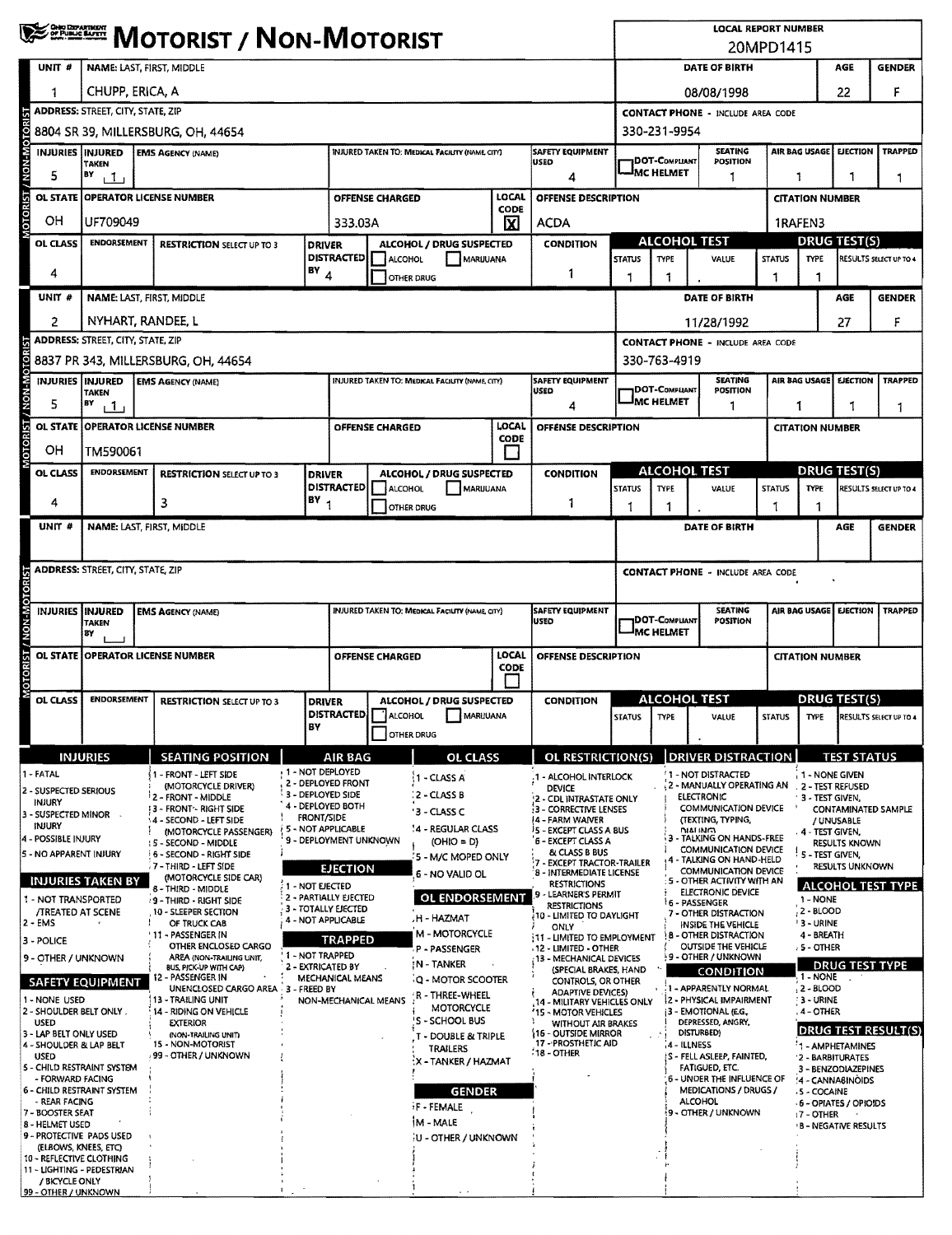# MOTORIST / NON-MOTORIST

**LOCAL REPORT NUMBER:** 20MPD1415

## MOTORIST / NON-MOTORIST — Unit 1

| UNIT # | NAME: LAST, FIRST, MIDDLE | DATE OF BIRTH | AGE | GENDER |
|---|---|---|---|---|
| 1 | CHUPP, ERICA, A | 08/08/1998 | 22 | F |

| ADDRESS: STREET, CITY, STATE, ZIP | CONTACT PHONE - INCLUDE AREA CODE |
|---|---|
| 8804 SR 39, MILLERSBURG, OH, 44654 | 330-231-9954 |

| INJURIES | INJURED TAKEN BY | EMS AGENCY (NAME) | INJURED TAKEN TO: MEDICAL FACILITY (NAME, CITY) | SAFETY EQUIPMENT USED | DOT-COMPLIANT MC HELMET | SEATING POSITION | AIR BAG USAGE | EJECTION | TRAPPED |
|---|---|---|---|---|---|---|---|---|---|
| 5 | 1 | | | 4 | | 1 | 1 | 1 | 1 |

| OL STATE | OPERATOR LICENSE NUMBER | OFFENSE CHARGED | LOCAL CODE | OFFENSE DESCRIPTION | CITATION NUMBER |
|---|---|---|---|---|---|
| OH | UF709049 | 333.03A | X | ACDA | 1RAFEN3 |

| OL CLASS | ENDORSEMENT | RESTRICTION SELECT UP TO 3 | DRIVER DISTRACTED BY | ALCOHOL / DRUG SUSPECTED | CONDITION | ALCOHOL TEST STATUS | ALCOHOL TEST TYPE | ALCOHOL TEST VALUE | DRUG TEST STATUS | DRUG TEST TYPE | RESULTS SELECT UP TO 4 |
|---|---|---|---|---|---|---|---|---|---|---|---|
| 4 | | | 4 | ☐ ALCOHOL ☐ MARIJUANA ☐ OTHER DRUG | 1 | 1 | 1 | . | 1 | 1 | |

## MOTORIST / NON-MOTORIST — Unit 2

| UNIT # | NAME: LAST, FIRST, MIDDLE | DATE OF BIRTH | AGE | GENDER |
|---|---|---|---|---|
| 2 | NYHART, RANDEE, L | 11/28/1992 | 27 | F |

| ADDRESS: STREET, CITY, STATE, ZIP | CONTACT PHONE - INCLUDE AREA CODE |
|---|---|
| 8837 PR 343, MILLERSBURG, OH, 44654 | 330-763-4919 |

| INJURIES | INJURED TAKEN BY | EMS AGENCY (NAME) | INJURED TAKEN TO: MEDICAL FACILITY (NAME, CITY) | SAFETY EQUIPMENT USED | DOT-COMPLIANT MC HELMET | SEATING POSITION | AIR BAG USAGE | EJECTION | TRAPPED |
|---|---|---|---|---|---|---|---|---|---|
| 5 | 1 | | | 4 | | 1 | 1 | 1 | 1 |

| OL STATE | OPERATOR LICENSE NUMBER | OFFENSE CHARGED | LOCAL CODE | OFFENSE DESCRIPTION | CITATION NUMBER |
|---|---|---|---|---|---|
| OH | TM590061 | | ☐ | | |

| OL CLASS | ENDORSEMENT | RESTRICTION SELECT UP TO 3 | DRIVER DISTRACTED BY | ALCOHOL / DRUG SUSPECTED | CONDITION | ALCOHOL TEST STATUS | ALCOHOL TEST TYPE | ALCOHOL TEST VALUE | DRUG TEST STATUS | DRUG TEST TYPE | RESULTS SELECT UP TO 4 |
|---|---|---|---|---|---|---|---|---|---|---|---|
| 4 | | 3 | 1 | ☐ ALCOHOL ☐ MARIJUANA ☐ OTHER DRUG | 1 | 1 | 1 | . | 1 | 1 | |

## MOTORIST / NON-MOTORIST — Unit (blank)

| UNIT # | NAME: LAST, FIRST, MIDDLE | DATE OF BIRTH | AGE | GENDER |
|---|---|---|---|---|
| | | | | |

| ADDRESS: STREET, CITY, STATE, ZIP | CONTACT PHONE - INCLUDE AREA CODE |
|---|---|
| | |

| INJURIES | INJURED TAKEN BY | EMS AGENCY (NAME) | INJURED TAKEN TO: MEDICAL FACILITY (NAME, CITY) | SAFETY EQUIPMENT USED | DOT-COMPLIANT MC HELMET | SEATING POSITION | AIR BAG USAGE | EJECTION | TRAPPED |
|---|---|---|---|---|---|---|---|---|---|
| | | | | | | | | | |

| OL STATE | OPERATOR LICENSE NUMBER | OFFENSE CHARGED | LOCAL CODE | OFFENSE DESCRIPTION | CITATION NUMBER |
|---|---|---|---|---|---|
| | | | ☐ | | |

| OL CLASS | ENDORSEMENT | RESTRICTION SELECT UP TO 3 | DRIVER DISTRACTED BY | ALCOHOL / DRUG SUSPECTED | CONDITION | ALCOHOL TEST STATUS | ALCOHOL TEST TYPE | ALCOHOL TEST VALUE | DRUG TEST STATUS | DRUG TEST TYPE | RESULTS SELECT UP TO 4 |
|---|---|---|---|---|---|---|---|---|---|---|---|
| | | | | ☐ ALCOHOL ☐ MARIJUANA ☐ OTHER DRUG | | | | . | | | |

## Codes

### INJURIES
1 - FATAL
2 - SUSPECTED SERIOUS INJURY
3 - SUSPECTED MINOR INJURY
4 - POSSIBLE INJURY
5 - NO APPARENT INJURY

### INJURIES TAKEN BY
1 - NOT TRANSPORTED /TREATED AT SCENE
2 - EMS
3 - POLICE
9 - OTHER / UNKNOWN

### SAFETY EQUIPMENT
1 - NONE USED
2 - SHOULDER BELT ONLY USED
3 - LAP BELT ONLY USED
4 - SHOULDER & LAP BELT USED
5 - CHILD RESTRAINT SYSTEM - FORWARD FACING
6 - CHILD RESTRAINT SYSTEM - REAR FACING
7 - BOOSTER SEAT
8 - HELMET USED
9 - PROTECTIVE PADS USED (ELBOWS, KNEES, ETC)
10 - REFLECTIVE CLOTHING
11 - LIGHTING - PEDESTRIAN / BICYCLE ONLY
99 - OTHER / UNKNOWN

### SEATING POSITION
1 - FRONT - LEFT SIDE (MOTORCYCLE DRIVER)
2 - FRONT - MIDDLE
3 - FRONT - RIGHT SIDE
4 - SECOND - LEFT SIDE (MOTORCYCLE PASSENGER)
5 - SECOND - MIDDLE
6 - SECOND - RIGHT SIDE
7 - THIRD - LEFT SIDE (MOTORCYCLE SIDE CAR)
8 - THIRD - MIDDLE
9 - THIRD - RIGHT SIDE
10 - SLEEPER SECTION OF TRUCK CAB
11 - PASSENGER IN OTHER ENCLOSED CARGO AREA (NON-TRAILING UNIT, BUS, PICK-UP WITH CAP)
12 - PASSENGER IN UNENCLOSED CARGO AREA
13 - TRAILING UNIT
14 - RIDING ON VEHICLE EXTERIOR (NON-TRAILING UNIT)
15 - NON-MOTORIST
99 - OTHER / UNKNOWN

### AIR BAG
1 - NOT DEPLOYED
2 - DEPLOYED FRONT
3 - DEPLOYED SIDE
4 - DEPLOYED BOTH FRONT/SIDE
5 - NOT APPLICABLE
9 - DEPLOYMENT UNKNOWN

### EJECTION
1 - NOT EJECTED
2 - PARTIALLY EJECTED
3 - TOTALLY EJECTED
4 - NOT APPLICABLE

### TRAPPED
1 - NOT TRAPPED
2 - EXTRICATED BY MECHANICAL MEANS
3 - FREED BY NON-MECHANICAL MEANS

### OL CLASS
1 - CLASS A
2 - CLASS B
3 - CLASS C
4 - REGULAR CLASS (OHIO = D)
5 - M/C MOPED ONLY
6 - NO VALID OL

### OL ENDORSEMENT
H - HAZMAT
M - MOTORCYCLE
P - PASSENGER
N - TANKER
Q - MOTOR SCOOTER
R - THREE-WHEEL MOTORCYCLE
S - SCHOOL BUS
T - DOUBLE & TRIPLE TRAILERS
X - TANKER / HAZMAT

### GENDER
F - FEMALE
M - MALE
U - OTHER / UNKNOWN

### OL RESTRICTION(S)
1 - ALCOHOL INTERLOCK DEVICE
2 - CDL INTRASTATE ONLY
3 - CORRECTIVE LENSES
4 - FARM WAIVER
5 - EXCEPT CLASS A BUS
6 - EXCEPT CLASS A & CLASS B BUS
7 - EXCEPT TRACTOR-TRAILER
8 - INTERMEDIATE LICENSE RESTRICTIONS
9 - LEARNER'S PERMIT RESTRICTIONS
10 - LIMITED TO DAYLIGHT ONLY
11 - LIMITED TO EMPLOYMENT
12 - LIMITED - OTHER
13 - MECHANICAL DEVICES (SPECIAL BRAKES, HAND CONTROLS, OR OTHER ADAPTIVE DEVICES)
14 - MILITARY VEHICLES ONLY
15 - MOTOR VEHICLES WITHOUT AIR BRAKES
16 - OUTSIDE MIRROR
17 - PROSTHETIC AID
18 - OTHER

### DRIVER DISTRACTION
1 - NOT DISTRACTED
2 - MANUALLY OPERATING AN ELECTRONIC COMMUNICATION DEVICE (TEXTING, TYPING, DIALING)
3 - TALKING ON HANDS-FREE COMMUNICATION DEVICE
4 - TALKING ON HAND-HELD COMMUNICATION DEVICE
5 - OTHER ACTIVITY WITH AN ELECTRONIC DEVICE
6 - PASSENGER
7 - OTHER DISTRACTION INSIDE THE VEHICLE
8 - OTHER DISTRACTION OUTSIDE THE VEHICLE
9 - OTHER / UNKNOWN

### CONDITION
1 - APPARENTLY NORMAL
2 - PHYSICAL IMPAIRMENT
3 - EMOTIONAL (E.G., DEPRESSED, ANGRY, DISTURBED)
4 - ILLNESS
5 - FELL ASLEEP, FAINTED, FATIGUED, ETC.
6 - UNDER THE INFLUENCE OF MEDICATIONS / DRUGS / ALCOHOL
9 - OTHER / UNKNOWN

### TEST STATUS
1 - NONE GIVEN
2 - TEST REFUSED
3 - TEST GIVEN, CONTAMINATED SAMPLE / UNUSABLE
4 - TEST GIVEN, RESULTS KNOWN
5 - TEST GIVEN, RESULTS UNKNOWN

### ALCOHOL TEST TYPE
1 - NONE
2 - BLOOD
3 - URINE
4 - BREATH
5 - OTHER

### DRUG TEST TYPE
1 - NONE
2 - BLOOD
3 - URINE
4 - OTHER

### DRUG TEST RESULT(S)
1 - AMPHETAMINES
2 - BARBITURATES
3 - BENZODIAZEPINES
4 - CANNABINOIDS
5 - COCAINE
6 - OPIATES / OPIOIDS
7 - OTHER
8 - NEGATIVE RESULTS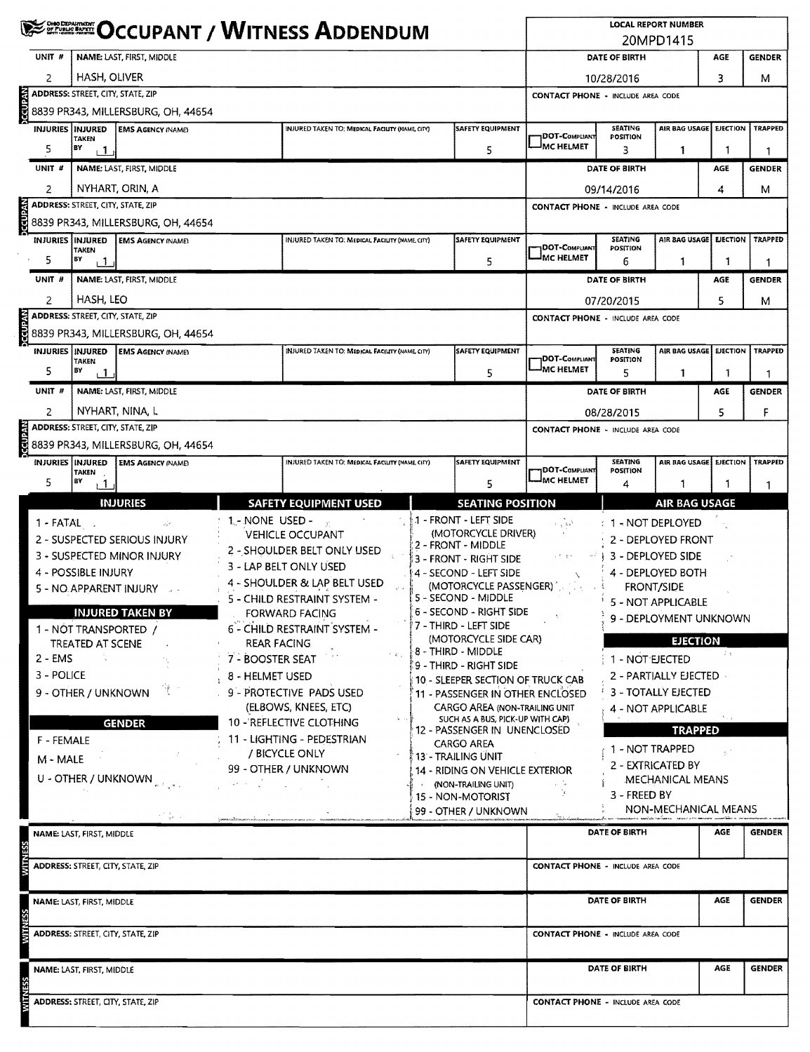# OCCUPANT / WITNESS ADDENDUM

**LOCAL REPORT NUMBER:** 20MPD1415

## Occupant

| UNIT # | NAME: LAST, FIRST, MIDDLE | DATE OF BIRTH | AGE | GENDER |
|---|---|---|---|---|
| 2 | HASH, OLIVER | 10/28/2016 | 3 | M |

| ADDRESS: STREET, CITY, STATE, ZIP | CONTACT PHONE - INCLUDE AREA CODE |
|---|---|
| 8839 PR343, MILLERSBURG, OH, 44654 | |

| INJURIES | INJURED TAKEN BY | EMS AGENCY (NAME) | INJURED TAKEN TO: MEDICAL FACILITY (NAME, CITY) | SAFETY EQUIPMENT | DOT-COMPLIANT MC HELMET | SEATING POSITION | AIR BAG USAGE | EJECTION | TRAPPED |
|---|---|---|---|---|---|---|---|---|---|
| 5 | 1 | | | 5 | | 3 | 1 | 1 | 1 |

## Occupant

| UNIT # | NAME: LAST, FIRST, MIDDLE | DATE OF BIRTH | AGE | GENDER |
|---|---|---|---|---|
| 2 | NYHART, ORIN, A | 09/14/2016 | 4 | M |

| ADDRESS: STREET, CITY, STATE, ZIP | CONTACT PHONE - INCLUDE AREA CODE |
|---|---|
| 8839 PR343, MILLERSBURG, OH, 44654 | |

| INJURIES | INJURED TAKEN BY | EMS AGENCY (NAME) | INJURED TAKEN TO: MEDICAL FACILITY (NAME, CITY) | SAFETY EQUIPMENT | DOT-COMPLIANT MC HELMET | SEATING POSITION | AIR BAG USAGE | EJECTION | TRAPPED |
|---|---|---|---|---|---|---|---|---|---|
| 5 | 1 | | | 5 | | 6 | 1 | 1 | 1 |

## Occupant

| UNIT # | NAME: LAST, FIRST, MIDDLE | DATE OF BIRTH | AGE | GENDER |
|---|---|---|---|---|
| 2 | HASH, LEO | 07/20/2015 | 5 | M |

| ADDRESS: STREET, CITY, STATE, ZIP | CONTACT PHONE - INCLUDE AREA CODE |
|---|---|
| 8839 PR343, MILLERSBURG, OH, 44654 | |

| INJURIES | INJURED TAKEN BY | EMS AGENCY (NAME) | INJURED TAKEN TO: MEDICAL FACILITY (NAME, CITY) | SAFETY EQUIPMENT | DOT-COMPLIANT MC HELMET | SEATING POSITION | AIR BAG USAGE | EJECTION | TRAPPED |
|---|---|---|---|---|---|---|---|---|---|
| 5 | 1 | | | 5 | | 5 | 1 | 1 | 1 |

## Occupant

| UNIT # | NAME: LAST, FIRST, MIDDLE | DATE OF BIRTH | AGE | GENDER |
|---|---|---|---|---|
| 2 | NYHART, NINA, L | 08/28/2015 | 5 | F |

| ADDRESS: STREET, CITY, STATE, ZIP | CONTACT PHONE - INCLUDE AREA CODE |
|---|---|
| 8839 PR343, MILLERSBURG, OH, 44654 | |

| INJURIES | INJURED TAKEN BY | EMS AGENCY (NAME) | INJURED TAKEN TO: MEDICAL FACILITY (NAME, CITY) | SAFETY EQUIPMENT | DOT-COMPLIANT MC HELMET | SEATING POSITION | AIR BAG USAGE | EJECTION | TRAPPED |
|---|---|---|---|---|---|---|---|---|---|
| 5 | 1 | | | 5 | | 4 | 1 | 1 | 1 |

## Codes

**INJURIES**
- 1 - FATAL
- 2 - SUSPECTED SERIOUS INJURY
- 3 - SUSPECTED MINOR INJURY
- 4 - POSSIBLE INJURY
- 5 - NO APPARENT INJURY

**INJURED TAKEN BY**
- 1 - NOT TRANSPORTED / TREATED AT SCENE
- 2 - EMS
- 3 - POLICE
- 9 - OTHER / UNKNOWN

**GENDER**
- F - FEMALE
- M - MALE
- U - OTHER / UNKNOWN

**SAFETY EQUIPMENT USED**
- 1 - NONE USED - VEHICLE OCCUPANT
- 2 - SHOULDER BELT ONLY USED
- 3 - LAP BELT ONLY USED
- 4 - SHOULDER & LAP BELT USED
- 5 - CHILD RESTRAINT SYSTEM - FORWARD FACING
- 6 - CHILD RESTRAINT SYSTEM - REAR FACING
- 7 - BOOSTER SEAT
- 8 - HELMET USED
- 9 - PROTECTIVE PADS USED (ELBOWS, KNEES, ETC)
- 10 - REFLECTIVE CLOTHING
- 11 - LIGHTING - PEDESTRIAN / BICYCLE ONLY
- 99 - OTHER / UNKNOWN

**SEATING POSITION**
- 1 - FRONT - LEFT SIDE (MOTORCYCLE DRIVER)
- 2 - FRONT - MIDDLE
- 3 - FRONT - RIGHT SIDE
- 4 - SECOND - LEFT SIDE (MOTORCYCLE PASSENGER)
- 5 - SECOND - MIDDLE
- 6 - SECOND - RIGHT SIDE
- 7 - THIRD - LEFT SIDE (MOTORCYCLE SIDE CAR)
- 8 - THIRD - MIDDLE
- 9 - THIRD - RIGHT SIDE
- 10 - SLEEPER SECTION OF TRUCK CAB
- 11 - PASSENGER IN OTHER ENCLOSED CARGO AREA (NON-TRAILING UNIT SUCH AS A BUS, PICK-UP WITH CAP)
- 12 - PASSENGER IN UNENCLOSED CARGO AREA
- 13 - TRAILING UNIT
- 14 - RIDING ON VEHICLE EXTERIOR (NON-TRAILING UNIT)
- 15 - NON-MOTORIST
- 99 - OTHER / UNKNOWN

**AIR BAG USAGE**
- 1 - NOT DEPLOYED
- 2 - DEPLOYED FRONT
- 3 - DEPLOYED SIDE
- 4 - DEPLOYED BOTH FRONT/SIDE
- 5 - NOT APPLICABLE
- 9 - DEPLOYMENT UNKNOWN

**EJECTION**
- 1 - NOT EJECTED
- 2 - PARTIALLY EJECTED
- 3 - TOTALLY EJECTED
- 4 - NOT APPLICABLE

**TRAPPED**
- 1 - NOT TRAPPED
- 2 - EXTRICATED BY MECHANICAL MEANS
- 3 - FREED BY NON-MECHANICAL MEANS

## Witness

| NAME: LAST, FIRST, MIDDLE | DATE OF BIRTH | AGE | GENDER |
|---|---|---|---|
| | | | |

| ADDRESS: STREET, CITY, STATE, ZIP | CONTACT PHONE - INCLUDE AREA CODE |
|---|---|
| | |

## Witness

| NAME: LAST, FIRST, MIDDLE | DATE OF BIRTH | AGE | GENDER |
|---|---|---|---|
| | | | |

| ADDRESS: STREET, CITY, STATE, ZIP | CONTACT PHONE - INCLUDE AREA CODE |
|---|---|
| | |

## Witness

| NAME: LAST, FIRST, MIDDLE | DATE OF BIRTH | AGE | GENDER |
|---|---|---|---|
| | | | |

| ADDRESS: STREET, CITY, STATE, ZIP | CONTACT PHONE - INCLUDE AREA CODE |
|---|---|
| | |